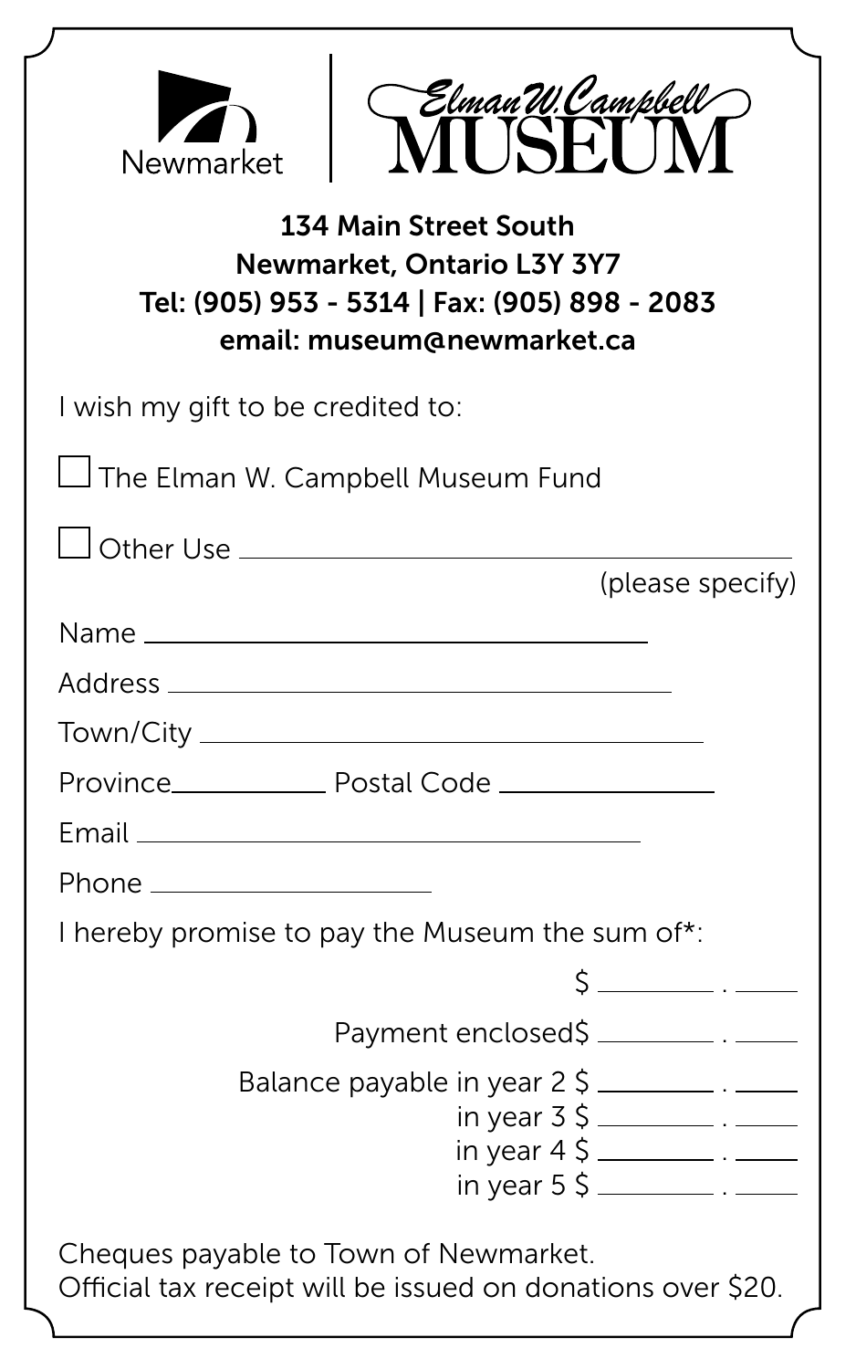Newmarket | Elman W. Campbell MUSEUM

**134 Main Street South**
**Newmarket, Ontario L3Y 3Y7**
**Tel: (905) 953 - 5314 | Fax: (905) 898 - 2083**
**email: museum@newmarket.ca**

I wish my gift to be credited to:

☐ The Elman W. Campbell Museum Fund

☐ Other Use ______________________________
(please specify)

Name ______________________________

Address ______________________________

Town/City ______________________________

Province ____________ Postal Code ______________

Email ______________________________

Phone ____________________

I hereby promise to pay the Museum the sum of*:

$ ________ . ____

Payment enclosed $ ________ . ____

Balance payable in year 2 $ ________ . ____
in year 3 $ ________ . ____
in year 4 $ ________ . ____
in year 5 $ ________ . ____

Cheques payable to Town of Newmarket.
Official tax receipt will be issued on donations over $20.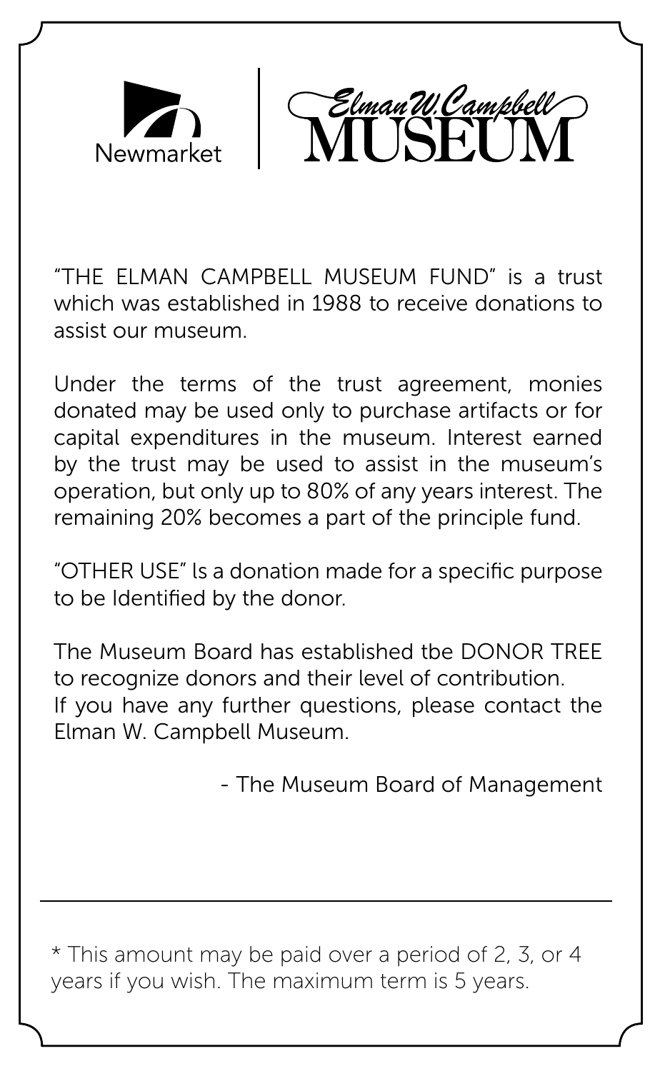Newmarket | Elman W. Campbell MUSEUM

"THE ELMAN CAMPBELL MUSEUM FUND" is a trust which was established in 1988 to receive donations to assist our museum.

Under the terms of the trust agreement, monies donated may be used only to purchase artifacts or for capital expenditures in the museum. Interest earned by the trust may be used to assist in the museum's operation, but only up to 80% of any years interest. The remaining 20% becomes a part of the principle fund.

"OTHER USE" ls a donation made for a specific purpose to be Identified by the donor.

The Museum Board has established tbe DONOR TREE to recognize donors and their level of contribution.
If you have any further questions, please contact the Elman W. Campbell Museum.

- The Museum Board of Management

---

* This amount may be paid over a period of 2, 3, or 4 years if you wish. The maximum term is 5 years.